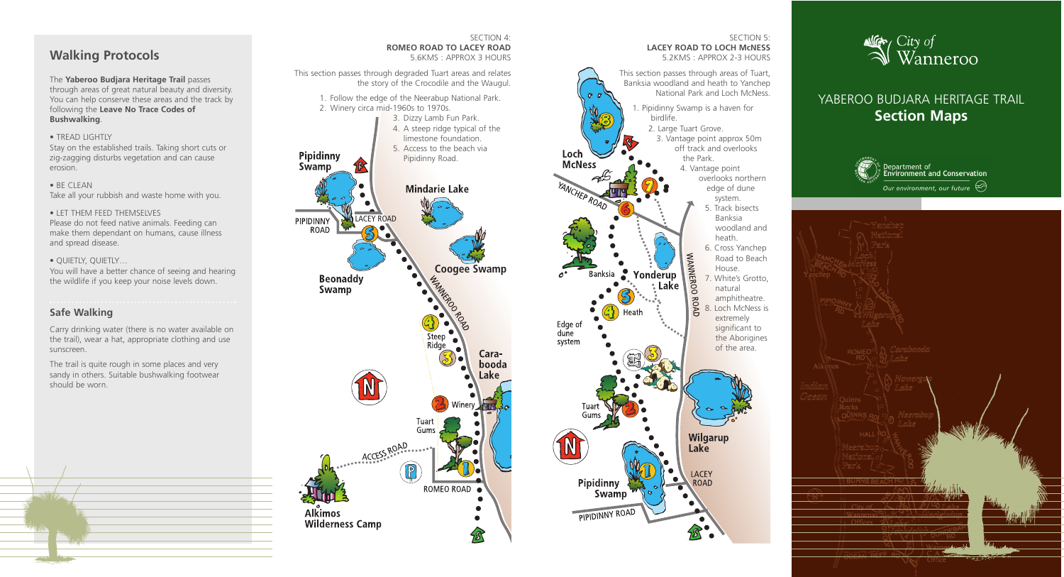## Walking Protocols

The **Yaberoo Budjara Heritage Trail** passes through areas of great natural beauty and diversity. You can help conserve these areas and the track by following the **Leave No Trace Codes of Bushwalking**.

• TREAD LIGHTLY
Stay on the established trails. Taking short cuts or zig-zagging disturbs vegetation and can cause erosion.

• BE CLEAN
Take all your rubbish and waste home with you.

• LET THEM FEED THEMSELVES
Please do not feed native animals. Feeding can make them dependant on humans, cause illness and spread disease.

• QUIETLY, QUIETLY…
You will have a better chance of seeing and hearing the wildlife if you keep your noise levels down.

## Safe Walking

Carry drinking water (there is no water available on the trail), wear a hat, appropriate clothing and use sunscreen.

The trail is quite rough in some places and very sandy in others. Suitable bushwalking footwear should be worn.

SECTION 4:
**ROMEO ROAD TO LACEY ROAD**
5.6KMS : APPROX 3 HOURS

This section passes through degraded Tuart areas and relates the story of the Crocodile and the Waugul.

1. Follow the edge of the Neerabup National Park.
2. Winery circa mid-1960s to 1970s.
3. Dizzy Lamb Fun Park.
4. A steep ridge typical of the limestone foundation.
5. Access to the beach via Pipidinny Road.

Pipidinny Swamp, Mindarie Lake, Pipidinny Road, Lacey Road, Coogee Swamp, Beonaddy Swamp, Wanneroo Road, Steep Ridge, Carabooda Lake, Winery, Tuart Gums, Access Road, Romeo Road, Alkimos Wilderness Camp

SECTION 5:
**LACEY ROAD TO LOCH McNESS**
5.2KMS : APPROX 2-3 HOURS

This section passes through areas of Tuart, Banksia woodland and heath to Yanchep National Park and Loch McNess.

1. Pipidinny Swamp is a haven for birdlife.
2. Large Tuart Grove.
3. Vantage point approx 50m off track and overlooks the Park.
4. Vantage point overlooks northern edge of dune system.
5. Track bisects Banksia woodland and heath.
6. Cross Yanchep Road to Beach House.
7. White's Grotto, natural amphitheatre.
8. Loch McNess is extremely significant to the Aborigines of the area.

Loch McNess, Yanchep Road, Banksia, Yonderup Lake, Heath, Wanneroo Road, Edge of dune system, Tuart Gums, Wilgarup Lake, Lacey Road, Pipidinny Swamp, Pipidinny Road

City of Wanneroo

YABEROO BUDJARA HERITAGE TRAIL
**Section Maps**

Department of Environment and Conservation
*Our environment, our future*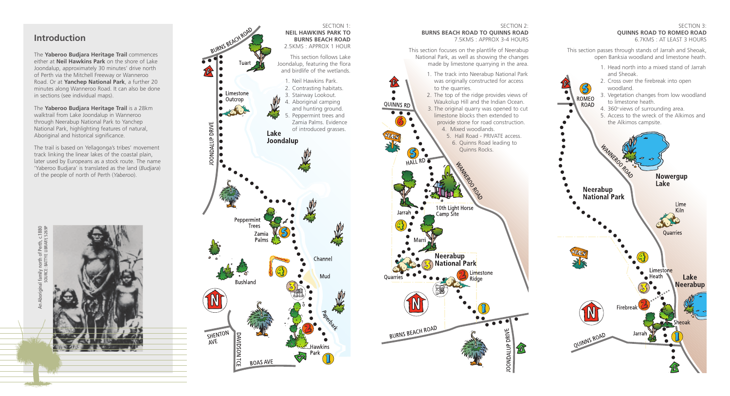## Introduction

The **Yaberoo Budjara Heritage Trail** commences either at **Neil Hawkins Park** on the shore of Lake Joondalup, approximately 30 minutes' drive north of Perth via the Mitchell Freeway or Wanneroo Road. Or at **Yanchep National Park**, a further 20 minutes along Wanneroo Road. It can also be done in sections (see individual maps).

The **Yaberoo Budjara Heritage Trail** is a 28km walktrail from Lake Joondalup in Wanneroo through Neerabup National Park to Yanchep National Park, highlighting features of natural, Aboriginal and historical significance.

The trail is based on Yellagonga's tribes' movement track linking the linear lakes of the coastal plain, later used by Europeans as a stock route. The name 'Yaberoo Budjara' is translated as the land (*Budjara*) of the people of north of Perth (*Yaberoo*).

An Aboriginal family north of Perth, c1880
SOURCE: BATTYE LIBRARY 5269P

SECTION 1:
**NEIL HAWKINS PARK TO BURNS BEACH ROAD**
2.5KMS : APPROX 1 HOUR

This section follows Lake Joondalup, featuring the flora and birdlife of the wetlands.

1. Neil Hawkins Park.
2. Contrasting habitats.
3. Stairway Lookout.
4. Aboriginal camping and hunting ground.
5. Peppermint trees and Zamia Palms. Evidence of introduced grasses.

BURNS BEACH ROAD
Tuart
Limestone Outcrop
JOONDALUP DRIVE
Lake Joondalup
Peppermint Trees
Zamia Palms
Channel
Mud
Bushland
Paperbark
Hawkins Park
SHENTON AVE
DAVIDSON TCE
BOAS AVE

SECTION 2:
**BURNS BEACH ROAD TO QUINNS ROAD**
7.5KMS : APPROX 3-4 HOURS

This section focuses on the plantlife of Neerabup National Park, as well as showing the changes made by limestone quarrying in the area.

1. The track into Neerabup National Park was originally constructed for access to the quarries.
2. The top of the ridge provides views of Waukolup Hill and the Indian Ocean.
3. The original quarry was opened to cut limestone blocks then extended to provide stone for road construction.
4. Mixed woodlands.
5. Hall Road - PRIVATE access.
6. Quinns Road leading to Quinns Rocks.

QUINNS RD
HALL RD
WANNEROO ROAD
10th Light Horse Camp Site
Jarrah
Marri
Neerabup National Park
Quarries
Limestone Ridge
BURNS BEACH ROAD
JOONDALUP DRIVE

SECTION 3:
**QUINNS ROAD TO ROMEO ROAD**
6.7KMS : AT LEAST 3 HOURS

This section passes through stands of Jarrah and Sheoak, open Banksia woodland and limestone heath.

1. Head north into a mixed stand of Jarrah and Sheoak.
2. Cross over the firebreak into open woodland.
3. Vegetation changes from low woodland to limestone heath.
4. 360°views of surrounding area.
5. Access to the wreck of the Alkimos and the Alkimos campsite.

ROMEO ROAD
WANNEROO ROAD
Nowergup Lake
Neerabup National Park
Lime Kiln
Quarries
Limestone Heath
Lake Neerabup
Firebreak
Jarrah
Sheoak
QUINNS ROAD